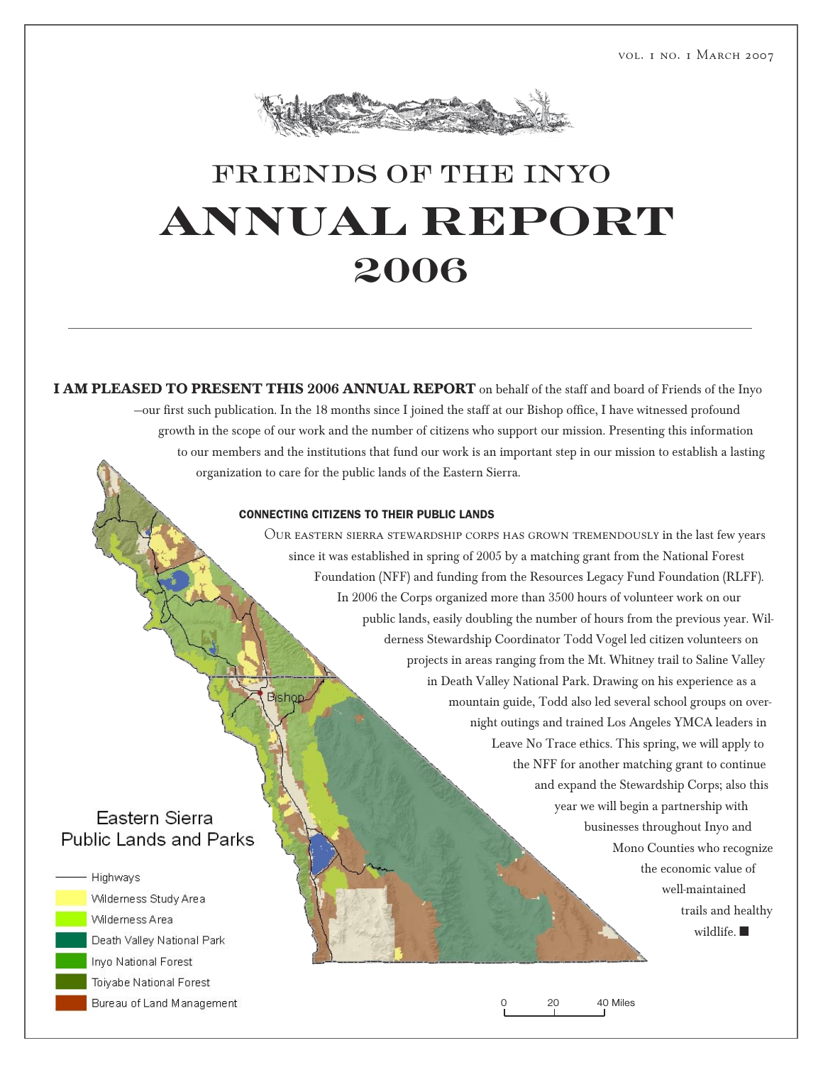vol. 1 no. 1 March 2007

# FRIENDS OF THE INYO
# ANNUAL REPORT
# 2006

**I AM PLEASED TO PRESENT THIS 2006 ANNUAL REPORT** on behalf of the staff and board of Friends of the Inyo –our first such publication. In the 18 months since I joined the staff at our Bishop office, I have witnessed profound growth in the scope of our work and the number of citizens who support our mission. Presenting this information to our members and the institutions that fund our work is an important step in our mission to establish a lasting organization to care for the public lands of the Eastern Sierra.

### CONNECTING CITIZENS TO THEIR PUBLIC LANDS

Our eastern sierra stewardship corps has grown tremendously in the last few years since it was established in spring of 2005 by a matching grant from the National Forest Foundation (NFF) and funding from the Resources Legacy Fund Foundation (RLFF). In 2006 the Corps organized more than 3500 hours of volunteer work on our public lands, easily doubling the number of hours from the previous year. Wilderness Stewardship Coordinator Todd Vogel led citizen volunteers on projects in areas ranging from the Mt. Whitney trail to Saline Valley in Death Valley National Park. Drawing on his experience as a mountain guide, Todd also led several school groups on overnight outings and trained Los Angeles YMCA leaders in Leave No Trace ethics. This spring, we will apply to the NFF for another matching grant to continue and expand the Stewardship Corps; also this year we will begin a partnership with businesses throughout Inyo and Mono Counties who recognize the economic value of well-maintained trails and healthy wildlife. ■

Eastern Sierra Public Lands and Parks

- Highways
- Wilderness Study Area
- Wilderness Area
- Death Valley National Park
- Inyo National Forest
- Toiyabe National Forest
- Bureau of Land Management

0 20 40 Miles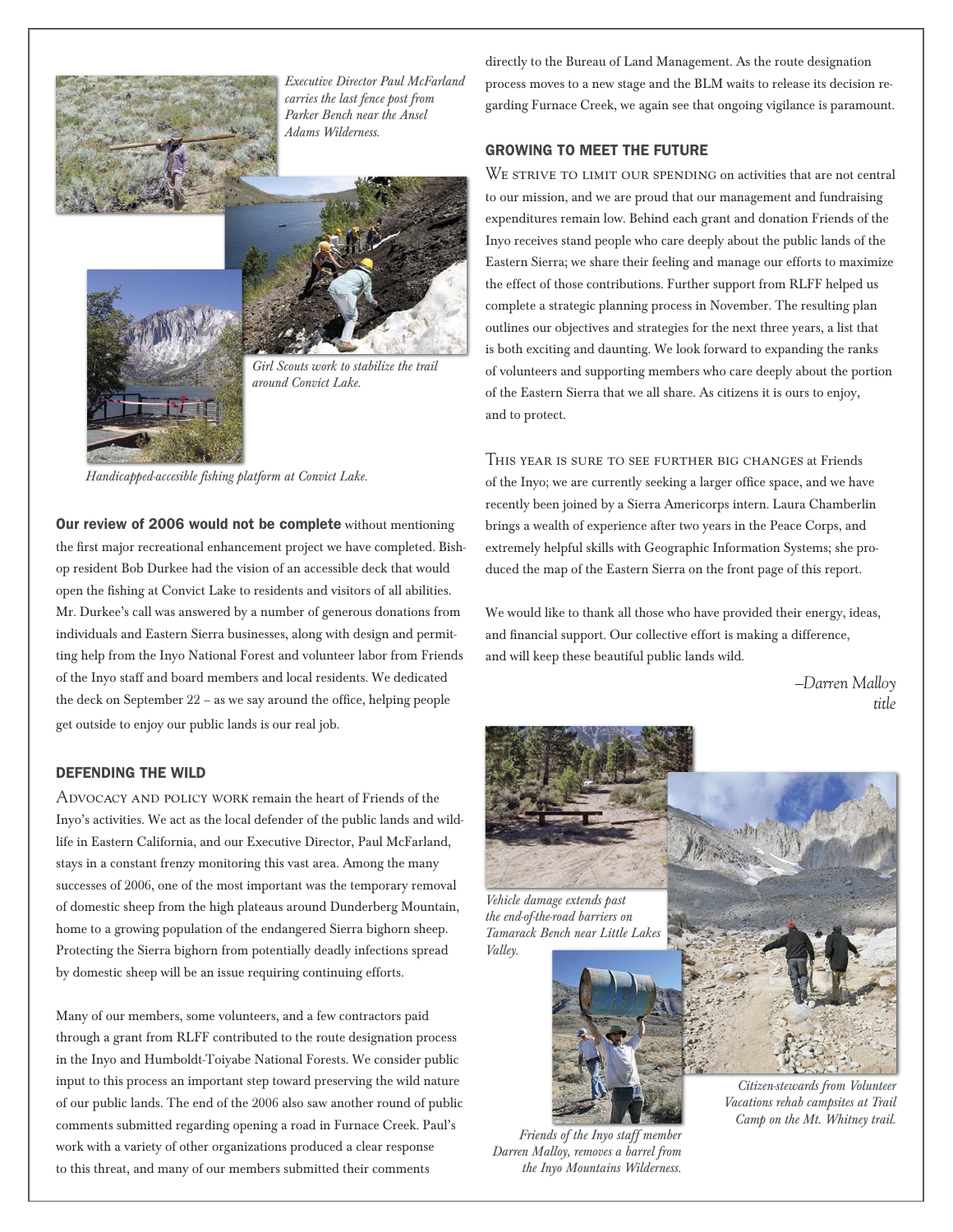*Executive Director Paul McFarland carries the last fence post from Parker Bench near the Ansel Adams Wilderness.*

*Girl Scouts work to stabilize the trail around Convict Lake.*

*Handicapped-accesible fishing platform at Convict Lake.*

**Our review of 2006 would not be complete** without mentioning the first major recreational enhancement project we have completed. Bishop resident Bob Durkee had the vision of an accessible deck that would open the fishing at Convict Lake to residents and visitors of all abilities. Mr. Durkee's call was answered by a number of generous donations from individuals and Eastern Sierra businesses, along with design and permitting help from the Inyo National Forest and volunteer labor from Friends of the Inyo staff and board members and local residents. We dedicated the deck on September 22 – as we say around the office, helping people get outside to enjoy our public lands is our real job.

### DEFENDING THE WILD

ADVOCACY AND POLICY WORK remain the heart of Friends of the Inyo's activities. We act as the local defender of the public lands and wildlife in Eastern California, and our Executive Director, Paul McFarland, stays in a constant frenzy monitoring this vast area. Among the many successes of 2006, one of the most important was the temporary removal of domestic sheep from the high plateaus around Dunderberg Mountain, home to a growing population of the endangered Sierra bighorn sheep. Protecting the Sierra bighorn from potentially deadly infections spread by domestic sheep will be an issue requiring continuing efforts.

Many of our members, some volunteers, and a few contractors paid through a grant from RLFF contributed to the route designation process in the Inyo and Humboldt-Toiyabe National Forests. We consider public input to this process an important step toward preserving the wild nature of our public lands. The end of the 2006 also saw another round of public comments submitted regarding opening a road in Furnace Creek. Paul's work with a variety of other organizations produced a clear response to this threat, and many of our members submitted their comments directly to the Bureau of Land Management. As the route designation process moves to a new stage and the BLM waits to release its decision regarding Furnace Creek, we again see that ongoing vigilance is paramount.

### GROWING TO MEET THE FUTURE

WE STRIVE TO LIMIT OUR SPENDING on activities that are not central to our mission, and we are proud that our management and fundraising expenditures remain low. Behind each grant and donation Friends of the Inyo receives stand people who care deeply about the public lands of the Eastern Sierra; we share their feeling and manage our efforts to maximize the effect of those contributions. Further support from RLFF helped us complete a strategic planning process in November. The resulting plan outlines our objectives and strategies for the next three years, a list that is both exciting and daunting. We look forward to expanding the ranks of volunteers and supporting members who care deeply about the portion of the Eastern Sierra that we all share. As citizens it is ours to enjoy, and to protect.

THIS YEAR IS SURE TO SEE FURTHER BIG CHANGES at Friends of the Inyo; we are currently seeking a larger office space, and we have recently been joined by a Sierra Americorps intern. Laura Chamberlin brings a wealth of experience after two years in the Peace Corps, and extremely helpful skills with Geographic Information Systems; she produced the map of the Eastern Sierra on the front page of this report.

We would like to thank all those who have provided their energy, ideas, and financial support. Our collective effort is making a difference, and will keep these beautiful public lands wild.

*–Darren Malloy*
*title*

*Vehicle damage extends past the end-of-the-road barriers on Tamarack Bench near Little Lakes Valley.*

*Citizen-stewards from Volunteer Vacations rehab campsites at Trail Camp on the Mt. Whitney trail.*

*Friends of the Inyo staff member Darren Malloy, removes a barrel from the Inyo Mountains Wilderness.*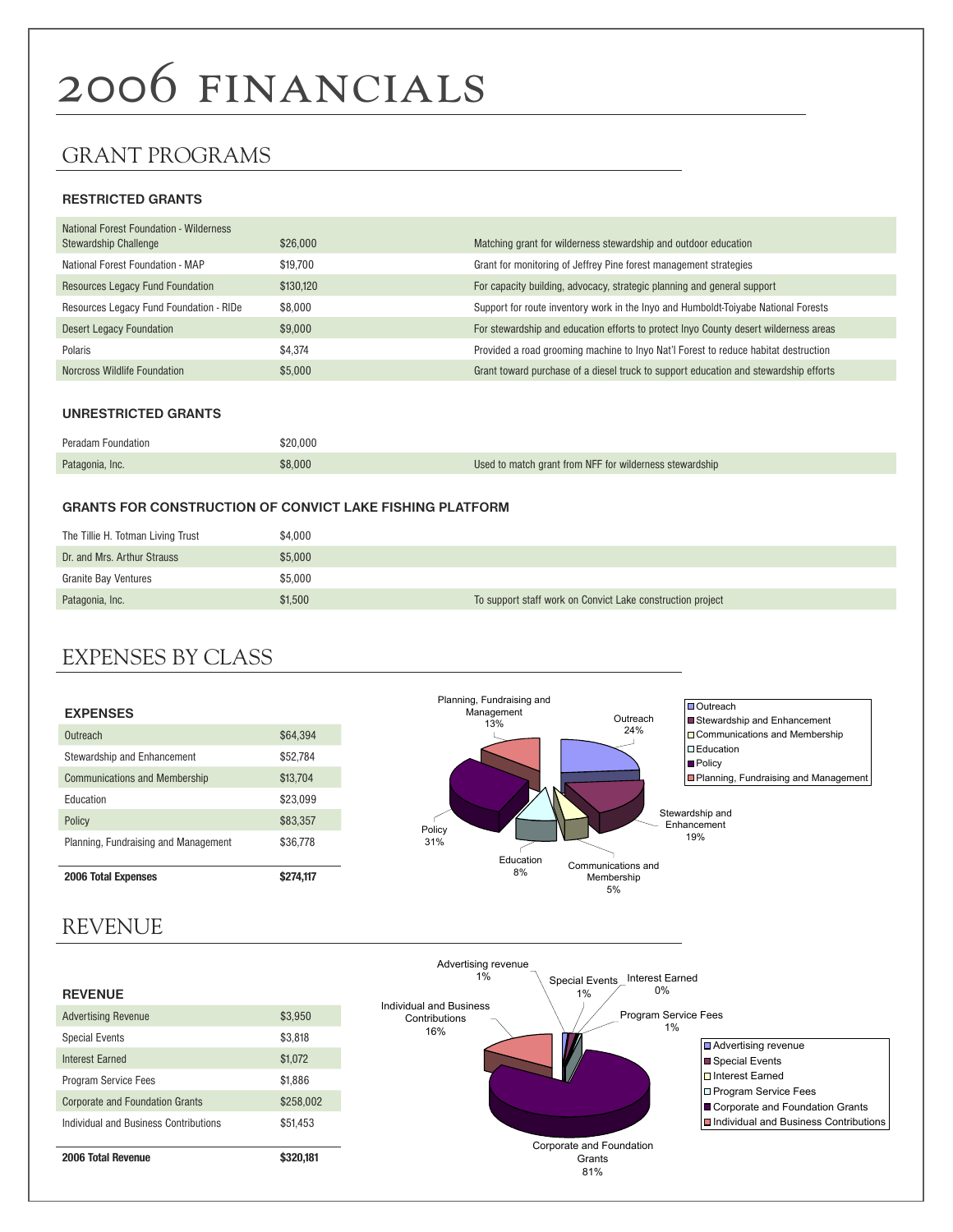# 2006 FINANCIALS

## GRANT PROGRAMS

### RESTRICTED GRANTS

| | | |
|---|---|---|
| National Forest Foundation - Wilderness Stewardship Challenge | $26,000 | Matching grant for wilderness stewardship and outdoor education |
| National Forest Foundation - MAP | $19,700 | Grant for monitoring of Jeffrey Pine forest management strategies |
| Resources Legacy Fund Foundation | $130,120 | For capacity building, advocacy, strategic planning and general support |
| Resources Legacy Fund Foundation - RIDe | $8,000 | Support for route inventory work in the Inyo and Humboldt-Toiyabe National Forests |
| Desert Legacy Foundation | $9,000 | For stewardship and education efforts to protect Inyo County desert wilderness areas |
| Polaris | $4,374 | Provided a road grooming machine to Inyo Nat'l Forest to reduce habitat destruction |
| Norcross Wildlife Foundation | $5,000 | Grant toward purchase of a diesel truck to support education and stewardship efforts |

### UNRESTRICTED GRANTS

| | | |
|---|---|---|
| Peradam Foundation | $20,000 | |
| Patagonia, Inc. | $8,000 | Used to match grant from NFF for wilderness stewardship |

### GRANTS FOR CONSTRUCTION OF CONVICT LAKE FISHING PLATFORM

| | | |
|---|---|---|
| The Tillie H. Totman Living Trust | $4,000 | |
| Dr. and Mrs. Arthur Strauss | $5,000 | |
| Granite Bay Ventures | $5,000 | |
| Patagonia, Inc. | $1,500 | To support staff work on Convict Lake construction project |

## EXPENSES BY CLASS

### EXPENSES

| | |
|---|---|
| Outreach | $64,394 |
| Stewardship and Enhancement | $52,784 |
| Communications and Membership | $13,704 |
| Education | $23,099 |
| Policy | $83,357 |
| Planning, Fundraising and Management | $36,778 |
| **2006 Total Expenses** | **$274,117** |

Outreach 24%; Stewardship and Enhancement 19%; Communications and Membership 5%; Education 8%; Policy 31%; Planning, Fundraising and Management 13%

## REVENUE

### REVENUE

| | |
|---|---|
| Advertising Revenue | $3,950 |
| Special Events | $3,818 |
| Interest Earned | $1,072 |
| Program Service Fees | $1,886 |
| Corporate and Foundation Grants | $258,002 |
| Individual and Business Contributions | $51,453 |
| **2006 Total Revenue** | **$320,181** |

Advertising revenue 1%; Special Events 1%; Interest Earned 0%; Program Service Fees 1%; Corporate and Foundation Grants 81%; Individual and Business Contributions 16%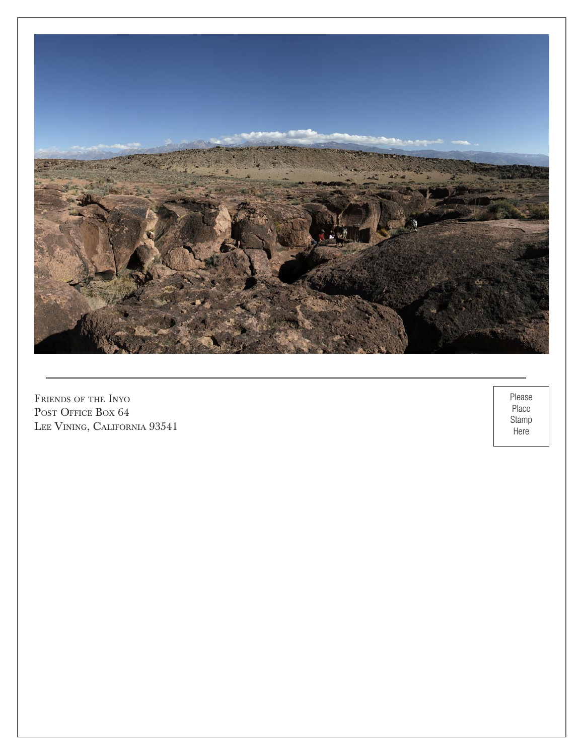Friends of the Inyo  
Post Office Box 64  
Lee Vining, California 93541

Please Place Stamp Here